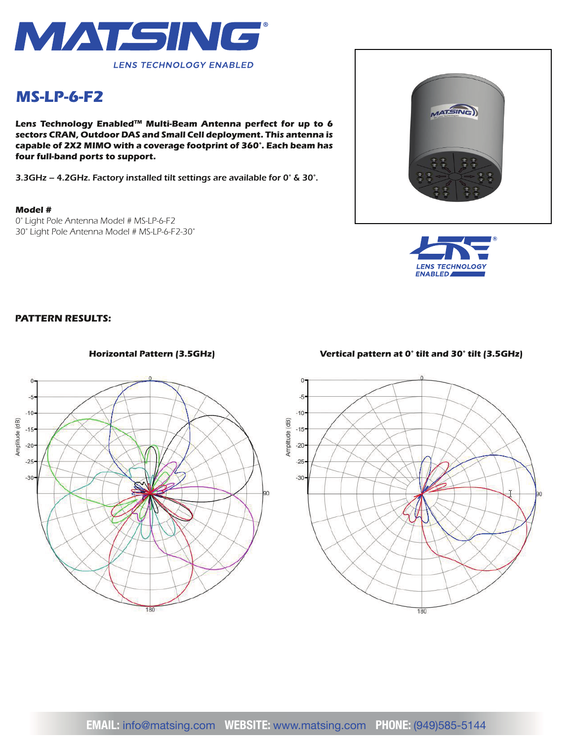# MS-LP-6-F2

**Lens Technology Enabled™ Multi-Beam Antenna perfect for up to 6 sectors CRAN, Outdoor DAS and Small Cell deployment. This antenna is capable of 2X2 MIMO with a coverage footprint of 360°. Each beam has four full-band ports to support.**

3.3GHz – 4.2GHz. Factory installed tilt settings are available for 0° & 30°.

**Model #**

0° Light Pole Antenna Model # MS-LP-6-F2

30° Light Pole Antenna Model # MS-LP-6-F2-30°

**PATTERN RESULTS:**

**Horizontal Pattern (3.5GHz)**

**Vertical pattern at 0° tilt and 30° tilt (3.5GHz)**

**EMAIL:** info@matsing.com **WEBSITE:** www.matsing.com **PHONE:** (949)585-5144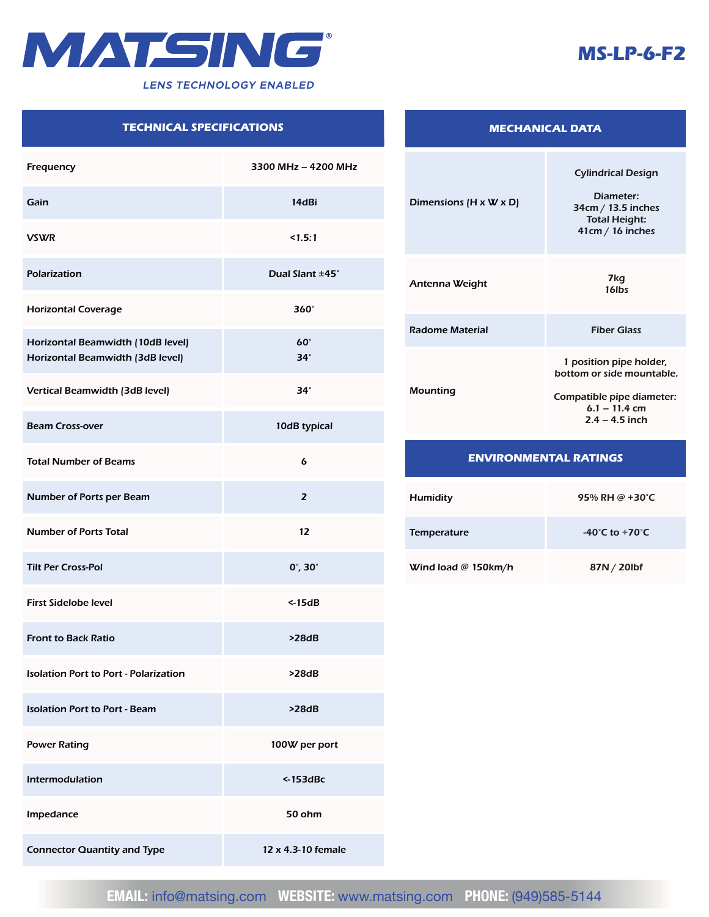# MATSING

*LENS TECHNOLOGY ENABLED*

## MS-LP-6-F2

| TECHNICAL SPECIFICATIONS | |
|---|---|
| Frequency | 3300 MHz – 4200 MHz |
| Gain | 14dBi |
| VSWR | <1.5:1 |
| Polarization | Dual Slant ±45° |
| Horizontal Coverage | 360° |
| Horizontal Beamwidth (10dB level)<br>Horizontal Beamwidth (3dB level) | 60°<br>34° |
| Vertical Beamwidth (3dB level) | 34° |
| Beam Cross-over | 10dB typical |
| Total Number of Beams | 6 |
| Number of Ports per Beam | 2 |
| Number of Ports Total | 12 |
| Tilt Per Cross-Pol | 0°, 30° |
| First Sidelobe level | <-15dB |
| Front to Back Ratio | >28dB |
| Isolation Port to Port - Polarization | >28dB |
| Isolation Port to Port - Beam | >28dB |
| Power Rating | 100W per port |
| Intermodulation | <-153dBc |
| Impedance | 50 ohm |
| Connector Quantity and Type | 12 x 4.3-10 female |

| MECHANICAL DATA | |
|---|---|
| Dimensions (H x W x D) | Cylindrical Design<br>Diameter:<br>34cm / 13.5 inches<br>Total Height:<br>41cm / 16 inches |
| Antenna Weight | 7kg<br>16lbs |
| Radome Material | Fiber Glass |
| Mounting | 1 position pipe holder, bottom or side mountable.<br>Compatible pipe diameter:<br>6.1 – 11.4 cm<br>2.4 – 4.5 inch |

| ENVIRONMENTAL RATINGS | |
|---|---|
| Humidity | 95% RH @ +30°C |
| Temperature | -40°C to +70°C |
| Wind load @ 150km/h | 87N / 20lbf |

**EMAIL:** info@matsing.com **WEBSITE:** www.matsing.com **PHONE:** (949)585-5144